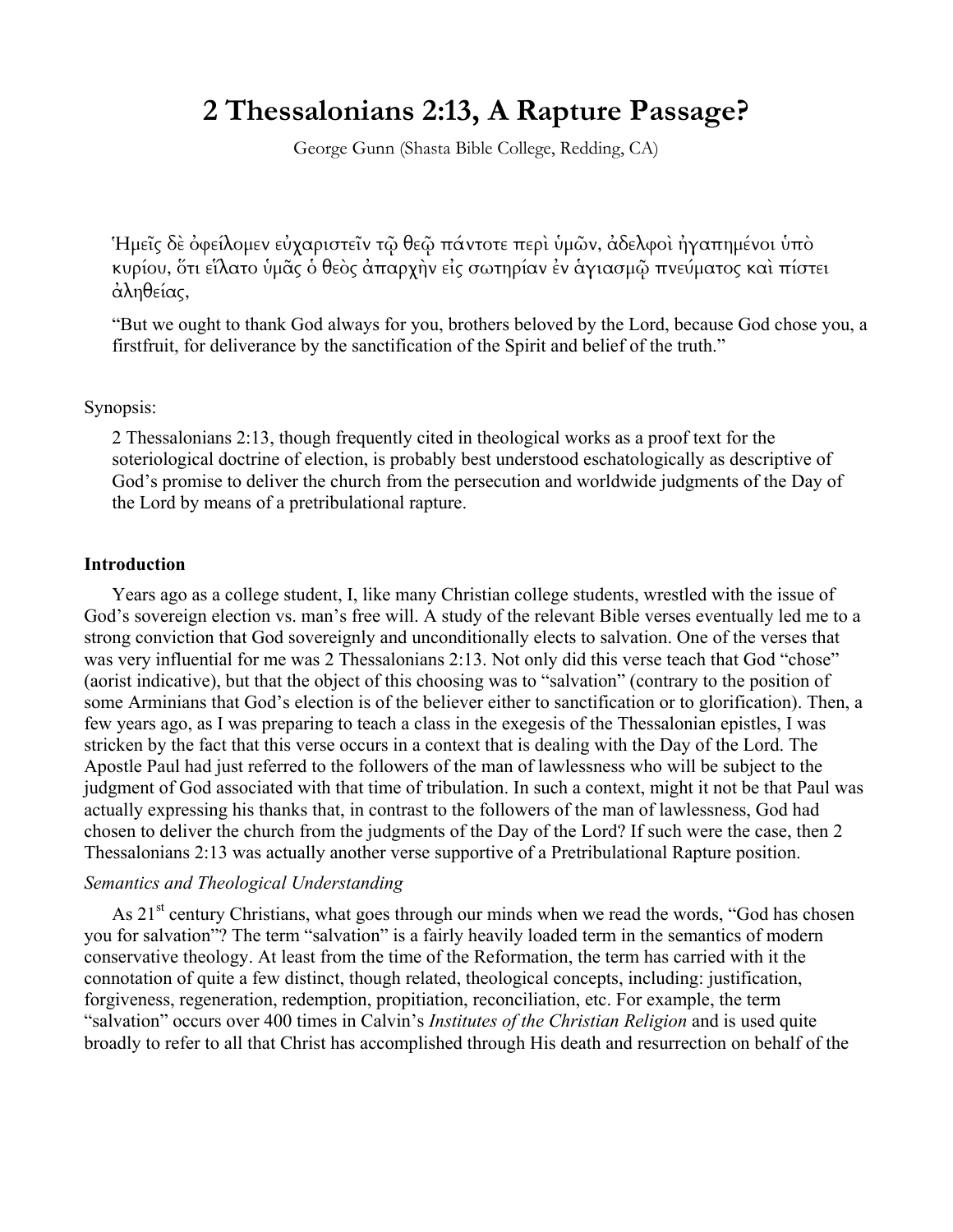# 2 Thessalonians 2:13, A Rapture Passage?

George Gunn (Shasta Bible College, Redding, CA)

Ἡμεῖς δὲ ὀφείλομεν εὐχαριστεῖν τῷ θεῷ πάντοτε περὶ ὑμῶν, ἀδελφοὶ ἠγαπημένοι ὑπὸ κυρίου, ὅτι εἵλατο ὑμᾶς ὁ θεὸς ἀπαρχὴν εἰς σωτηρίαν ἐν ἁγιασμῷ πνεύματος καὶ πίστει ἀληθείας,

"But we ought to thank God always for you, brothers beloved by the Lord, because God chose you, a firstfruit, for deliverance by the sanctification of the Spirit and belief of the truth."

Synopsis:

2 Thessalonians 2:13, though frequently cited in theological works as a proof text for the soteriological doctrine of election, is probably best understood eschatologically as descriptive of God's promise to deliver the church from the persecution and worldwide judgments of the Day of the Lord by means of a pretribulational rapture.

### Introduction

Years ago as a college student, I, like many Christian college students, wrestled with the issue of God's sovereign election vs. man's free will. A study of the relevant Bible verses eventually led me to a strong conviction that God sovereignly and unconditionally elects to salvation. One of the verses that was very influential for me was 2 Thessalonians 2:13. Not only did this verse teach that God "chose" (aorist indicative), but that the object of this choosing was to "salvation" (contrary to the position of some Arminians that God's election is of the believer either to sanctification or to glorification). Then, a few years ago, as I was preparing to teach a class in the exegesis of the Thessalonian epistles, I was stricken by the fact that this verse occurs in a context that is dealing with the Day of the Lord. The Apostle Paul had just referred to the followers of the man of lawlessness who will be subject to the judgment of God associated with that time of tribulation. In such a context, might it not be that Paul was actually expressing his thanks that, in contrast to the followers of the man of lawlessness, God had chosen to deliver the church from the judgments of the Day of the Lord? If such were the case, then 2 Thessalonians 2:13 was actually another verse supportive of a Pretribulational Rapture position.

*Semantics and Theological Understanding*

As 21st century Christians, what goes through our minds when we read the words, "God has chosen you for salvation"? The term "salvation" is a fairly heavily loaded term in the semantics of modern conservative theology. At least from the time of the Reformation, the term has carried with it the connotation of quite a few distinct, though related, theological concepts, including: justification, forgiveness, regeneration, redemption, propitiation, reconciliation, etc. For example, the term "salvation" occurs over 400 times in Calvin's *Institutes of the Christian Religion* and is used quite broadly to refer to all that Christ has accomplished through His death and resurrection on behalf of the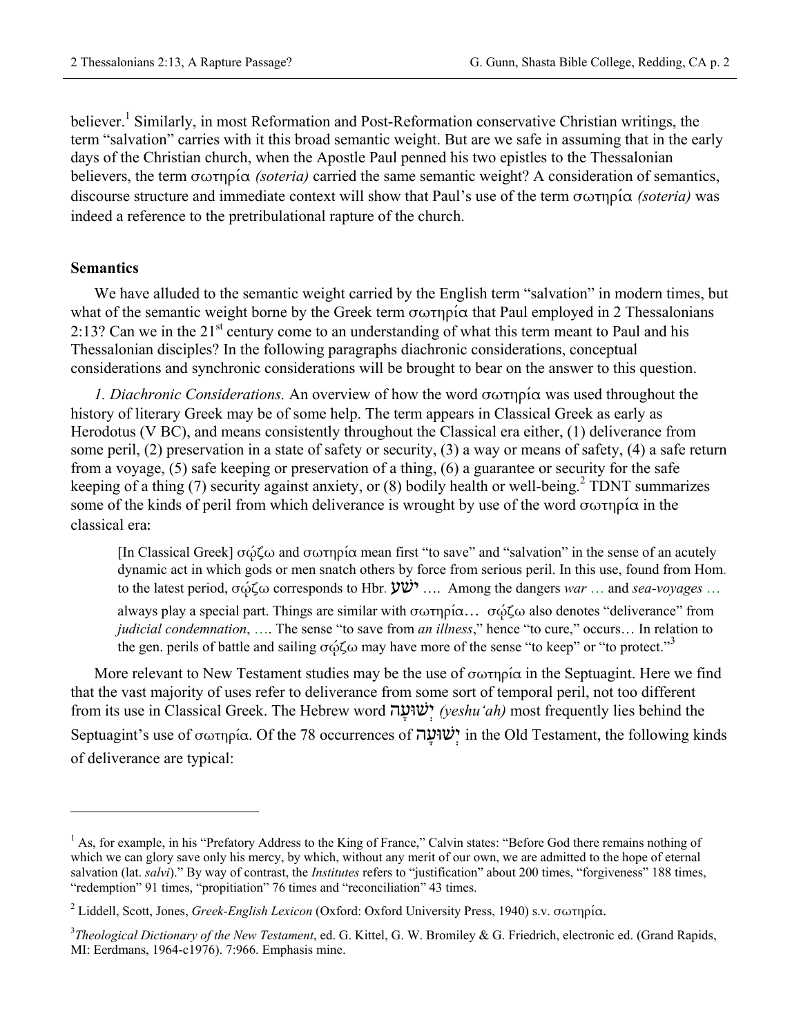believer.[1] Similarly, in most Reformation and Post-Reformation conservative Christian writings, the term "salvation" carries with it this broad semantic weight. But are we safe in assuming that in the early days of the Christian church, when the Apostle Paul penned his two epistles to the Thessalonian believers, the term σωτηρία *(soteria)* carried the same semantic weight? A consideration of semantics, discourse structure and immediate context will show that Paul's use of the term σωτηρία *(soteria)* was indeed a reference to the pretribulational rapture of the church.

**Semantics**

We have alluded to the semantic weight carried by the English term "salvation" in modern times, but what of the semantic weight borne by the Greek term σωτηρία that Paul employed in 2 Thessalonians 2:13? Can we in the 21st century come to an understanding of what this term meant to Paul and his Thessalonian disciples? In the following paragraphs diachronic considerations, conceptual considerations and synchronic considerations will be brought to bear on the answer to this question.

*1. Diachronic Considerations.* An overview of how the word σωτηρία was used throughout the history of literary Greek may be of some help. The term appears in Classical Greek as early as Herodotus (V BC), and means consistently throughout the Classical era either, (1) deliverance from some peril, (2) preservation in a state of safety or security, (3) a way or means of safety, (4) a safe return from a voyage, (5) safe keeping or preservation of a thing, (6) a guarantee or security for the safe keeping of a thing (7) security against anxiety, or (8) bodily health or well-being.[2] TDNT summarizes some of the kinds of peril from which deliverance is wrought by use of the word σωτηρία in the classical era:

> [In Classical Greek] σῴζω and σωτηρία mean first "to save" and "salvation" in the sense of an acutely dynamic act in which gods or men snatch others by force from serious peril. In this use, found from Hom. to the latest period, σῴζω corresponds to Hbr. ישׁע …. Among the dangers *war* … and *sea-voyages* … always play a special part. Things are similar with σωτηρία… σῴζω also denotes "deliverance" from *judicial condemnation*, …. The sense "to save from *an illness*," hence "to cure," occurs… In relation to the gen. perils of battle and sailing σῴζω may have more of the sense "to keep" or "to protect."[3]

More relevant to New Testament studies may be the use of σωτηρία in the Septuagint. Here we find that the vast majority of uses refer to deliverance from some sort of temporal peril, not too different from its use in Classical Greek. The Hebrew word יְשׁוּעָה *(yeshu'ah)* most frequently lies behind the Septuagint's use of σωτηρία. Of the 78 occurrences of יְשׁוּעָה in the Old Testament, the following kinds of deliverance are typical:

---

[1] As, for example, in his "Prefatory Address to the King of France," Calvin states: "Before God there remains nothing of which we can glory save only his mercy, by which, without any merit of our own, we are admitted to the hope of eternal salvation (lat. *salvi*)." By way of contrast, the *Institutes* refers to "justification" about 200 times, "forgiveness" 188 times, "redemption" 91 times, "propitiation" 76 times and "reconciliation" 43 times.

[2] Liddell, Scott, Jones, *Greek-English Lexicon* (Oxford: Oxford University Press, 1940) s.v. σωτηρία.

[3] *Theological Dictionary of the New Testament*, ed. G. Kittel, G. W. Bromiley & G. Friedrich, electronic ed. (Grand Rapids, MI: Eerdmans, 1964-c1976). 7:966. Emphasis mine.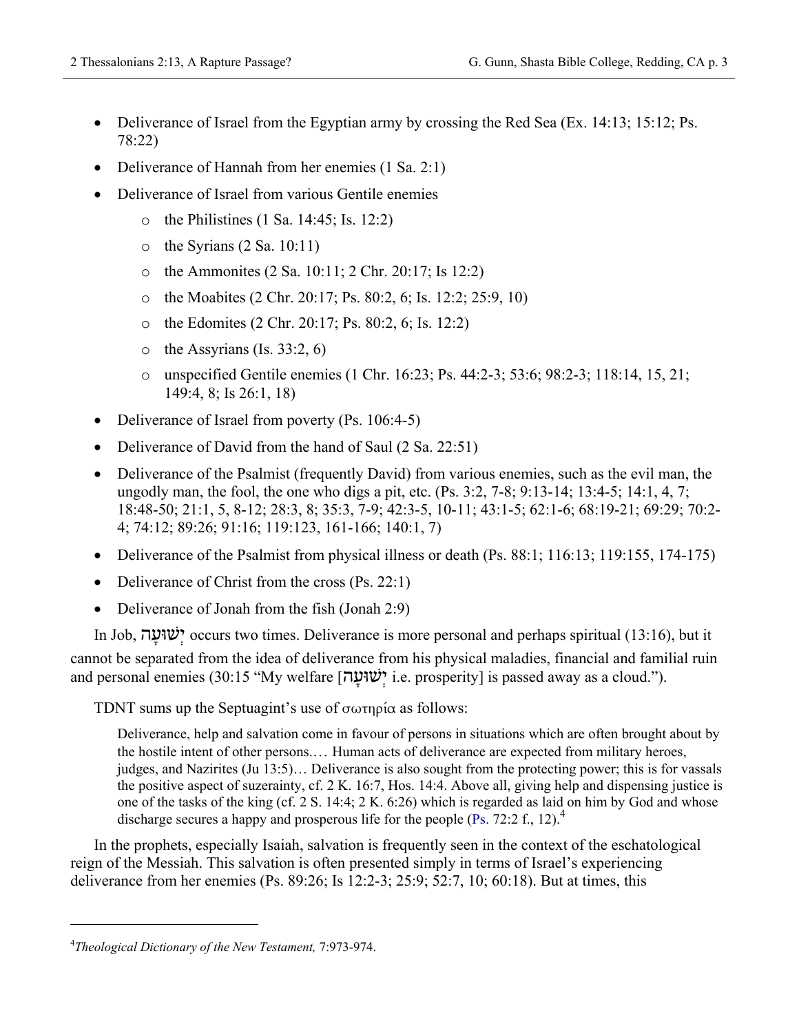- Deliverance of Israel from the Egyptian army by crossing the Red Sea (Ex. 14:13; 15:12; Ps. 78:22)
- Deliverance of Hannah from her enemies (1 Sa. 2:1)
- Deliverance of Israel from various Gentile enemies
  - the Philistines (1 Sa. 14:45; Is. 12:2)
  - the Syrians (2 Sa. 10:11)
  - the Ammonites (2 Sa. 10:11; 2 Chr. 20:17; Is 12:2)
  - the Moabites (2 Chr. 20:17; Ps. 80:2, 6; Is. 12:2; 25:9, 10)
  - the Edomites (2 Chr. 20:17; Ps. 80:2, 6; Is. 12:2)
  - the Assyrians (Is. 33:2, 6)
  - unspecified Gentile enemies (1 Chr. 16:23; Ps. 44:2-3; 53:6; 98:2-3; 118:14, 15, 21; 149:4, 8; Is 26:1, 18)
- Deliverance of Israel from poverty (Ps. 106:4-5)
- Deliverance of David from the hand of Saul (2 Sa. 22:51)
- Deliverance of the Psalmist (frequently David) from various enemies, such as the evil man, the ungodly man, the fool, the one who digs a pit, etc. (Ps. 3:2, 7-8; 9:13-14; 13:4-5; 14:1, 4, 7; 18:48-50; 21:1, 5, 8-12; 28:3, 8; 35:3, 7-9; 42:3-5, 10-11; 43:1-5; 62:1-6; 68:19-21; 69:29; 70:2-4; 74:12; 89:26; 91:16; 119:123, 161-166; 140:1, 7)
- Deliverance of the Psalmist from physical illness or death (Ps. 88:1; 116:13; 119:155, 174-175)
- Deliverance of Christ from the cross (Ps. 22:1)
- Deliverance of Jonah from the fish (Jonah 2:9)

In Job, יְשׁוּעָה occurs two times. Deliverance is more personal and perhaps spiritual (13:16), but it cannot be separated from the idea of deliverance from his physical maladies, financial and familial ruin and personal enemies (30:15 "My welfare [יְשׁוּעָה i.e. prosperity] is passed away as a cloud.").

TDNT sums up the Septuagint's use of σωτηρία as follows:

> Deliverance, help and salvation come in favour of persons in situations which are often brought about by the hostile intent of other persons.… Human acts of deliverance are expected from military heroes, judges, and Nazirites (Ju 13:5)… Deliverance is also sought from the protecting power; this is for vassals the positive aspect of suzerainty, cf. 2 K. 16:7, Hos. 14:4. Above all, giving help and dispensing justice is one of the tasks of the king (cf. 2 S. 14:4; 2 K. 6:26) which is regarded as laid on him by God and whose discharge secures a happy and prosperous life for the people (Ps. 72:2 f., 12).[4]

In the prophets, especially Isaiah, salvation is frequently seen in the context of the eschatological reign of the Messiah. This salvation is often presented simply in terms of Israel's experiencing deliverance from her enemies (Ps. 89:26; Is 12:2-3; 25:9; 52:7, 10; 60:18). But at times, this

---

[4] *Theological Dictionary of the New Testament,* 7:973-974.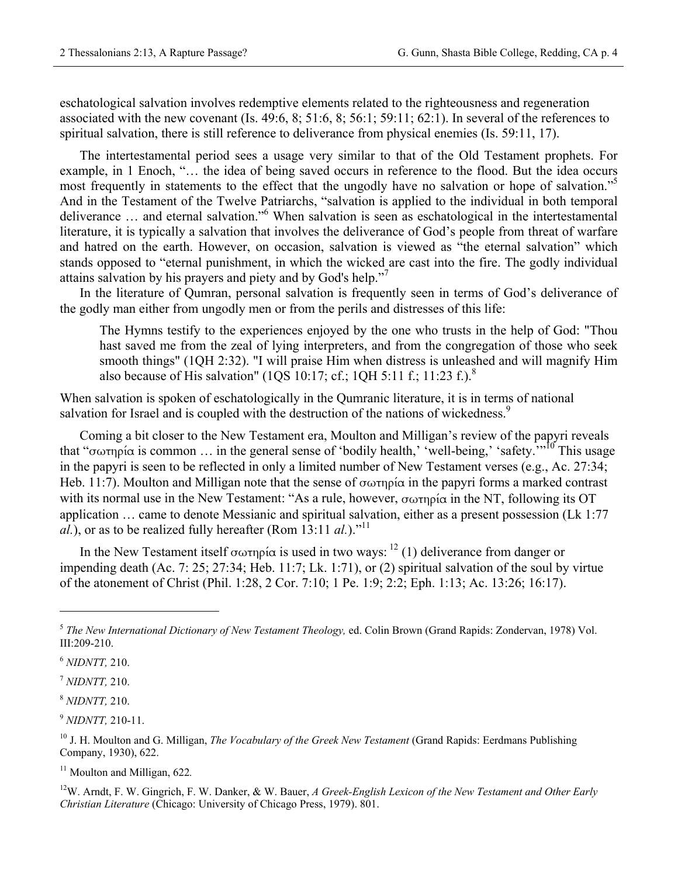eschatological salvation involves redemptive elements related to the righteousness and regeneration associated with the new covenant (Is. 49:6, 8; 51:6, 8; 56:1; 59:11; 62:1). In several of the references to spiritual salvation, there is still reference to deliverance from physical enemies (Is. 59:11, 17).

The intertestamental period sees a usage very similar to that of the Old Testament prophets. For example, in 1 Enoch, "… the idea of being saved occurs in reference to the flood. But the idea occurs most frequently in statements to the effect that the ungodly have no salvation or hope of salvation."[5] And in the Testament of the Twelve Patriarchs, "salvation is applied to the individual in both temporal deliverance … and eternal salvation."[6] When salvation is seen as eschatological in the intertestamental literature, it is typically a salvation that involves the deliverance of God's people from threat of warfare and hatred on the earth. However, on occasion, salvation is viewed as "the eternal salvation" which stands opposed to "eternal punishment, in which the wicked are cast into the fire. The godly individual attains salvation by his prayers and piety and by God's help."[7]

In the literature of Qumran, personal salvation is frequently seen in terms of God's deliverance of the godly man either from ungodly men or from the perils and distresses of this life:

> The Hymns testify to the experiences enjoyed by the one who trusts in the help of God: "Thou hast saved me from the zeal of lying interpreters, and from the congregation of those who seek smooth things" (1QH 2:32). "I will praise Him when distress is unleashed and will magnify Him also because of His salvation" (1QS 10:17; cf.; 1QH 5:11 f.; 11:23 f.).[8]

When salvation is spoken of eschatologically in the Qumranic literature, it is in terms of national salvation for Israel and is coupled with the destruction of the nations of wickedness.[9]

Coming a bit closer to the New Testament era, Moulton and Milligan's review of the papyri reveals that "σωτηρία is common … in the general sense of 'bodily health,' 'well-being,' 'safety.'"[10] This usage in the papyri is seen to be reflected in only a limited number of New Testament verses (e.g., Ac. 27:34; Heb. 11:7). Moulton and Milligan note that the sense of σωτηρία in the papyri forms a marked contrast with its normal use in the New Testament: "As a rule, however, σωτηρία in the NT, following its OT application … came to denote Messianic and spiritual salvation, either as a present possession (Lk 1:77 *al.*), or as to be realized fully hereafter (Rom 13:11 *al.*)."[11]

In the New Testament itself σωτηρία is used in two ways: [12] (1) deliverance from danger or impending death (Ac. 7: 25; 27:34; Heb. 11:7; Lk. 1:71), or (2) spiritual salvation of the soul by virtue of the atonement of Christ (Phil. 1:28, 2 Cor. 7:10; 1 Pe. 1:9; 2:2; Eph. 1:13; Ac. 13:26; 16:17).

---

[5] *The New International Dictionary of New Testament Theology,* ed. Colin Brown (Grand Rapids: Zondervan, 1978) Vol. III:209-210.

[6] *NIDNTT,* 210.

[7] *NIDNTT,* 210.

[8] *NIDNTT,* 210.

[9] *NIDNTT,* 210-11.

[10] J. H. Moulton and G. Milligan, *The Vocabulary of the Greek New Testament* (Grand Rapids: Eerdmans Publishing Company, 1930), 622.

[11] Moulton and Milligan, 622.

[12] W. Arndt, F. W. Gingrich, F. W. Danker, & W. Bauer, *A Greek-English Lexicon of the New Testament and Other Early Christian Literature* (Chicago: University of Chicago Press, 1979). 801.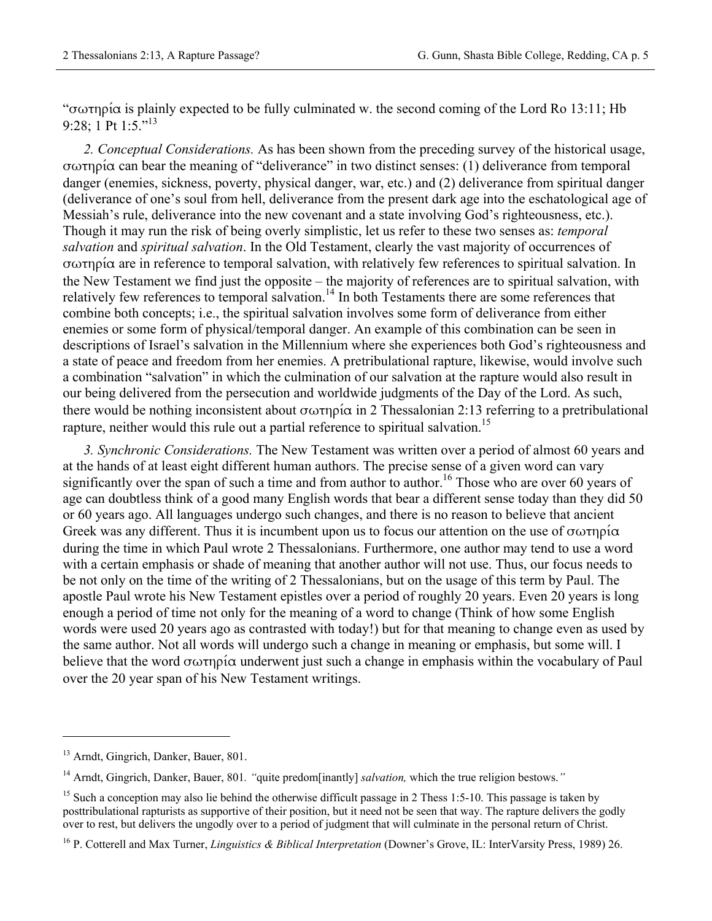"σωτηρία is plainly expected to be fully culminated w. the second coming of the Lord Ro 13:11; Hb 9:28; 1 Pt 1:5."[13]

*2. Conceptual Considerations.* As has been shown from the preceding survey of the historical usage, σωτηρία can bear the meaning of "deliverance" in two distinct senses: (1) deliverance from temporal danger (enemies, sickness, poverty, physical danger, war, etc.) and (2) deliverance from spiritual danger (deliverance of one's soul from hell, deliverance from the present dark age into the eschatological age of Messiah's rule, deliverance into the new covenant and a state involving God's righteousness, etc.). Though it may run the risk of being overly simplistic, let us refer to these two senses as: *temporal salvation* and *spiritual salvation*. In the Old Testament, clearly the vast majority of occurrences of σωτηρία are in reference to temporal salvation, with relatively few references to spiritual salvation. In the New Testament we find just the opposite – the majority of references are to spiritual salvation, with relatively few references to temporal salvation.[14] In both Testaments there are some references that combine both concepts; i.e., the spiritual salvation involves some form of deliverance from either enemies or some form of physical/temporal danger. An example of this combination can be seen in descriptions of Israel's salvation in the Millennium where she experiences both God's righteousness and a state of peace and freedom from her enemies. A pretribulational rapture, likewise, would involve such a combination "salvation" in which the culmination of our salvation at the rapture would also result in our being delivered from the persecution and worldwide judgments of the Day of the Lord. As such, there would be nothing inconsistent about σωτηρία in 2 Thessalonian 2:13 referring to a pretribulational rapture, neither would this rule out a partial reference to spiritual salvation.[15]

*3. Synchronic Considerations.* The New Testament was written over a period of almost 60 years and at the hands of at least eight different human authors. The precise sense of a given word can vary significantly over the span of such a time and from author to author.[16] Those who are over 60 years of age can doubtless think of a good many English words that bear a different sense today than they did 50 or 60 years ago. All languages undergo such changes, and there is no reason to believe that ancient Greek was any different. Thus it is incumbent upon us to focus our attention on the use of σωτηρία during the time in which Paul wrote 2 Thessalonians. Furthermore, one author may tend to use a word with a certain emphasis or shade of meaning that another author will not use. Thus, our focus needs to be not only on the time of the writing of 2 Thessalonians, but on the usage of this term by Paul. The apostle Paul wrote his New Testament epistles over a period of roughly 20 years. Even 20 years is long enough a period of time not only for the meaning of a word to change (Think of how some English words were used 20 years ago as contrasted with today!) but for that meaning to change even as used by the same author. Not all words will undergo such a change in meaning or emphasis, but some will. I believe that the word σωτηρία underwent just such a change in emphasis within the vocabulary of Paul over the 20 year span of his New Testament writings.

---

[13] Arndt, Gingrich, Danker, Bauer, 801.

[14] Arndt, Gingrich, Danker, Bauer, 801. *"*quite predom[inantly] *salvation,* which the true religion bestows.*"*

[15] Such a conception may also lie behind the otherwise difficult passage in 2 Thess 1:5-10. This passage is taken by posttribulational rapturists as supportive of their position, but it need not be seen that way. The rapture delivers the godly over to rest, but delivers the ungodly over to a period of judgment that will culminate in the personal return of Christ.

[16] P. Cotterell and Max Turner, *Linguistics & Biblical Interpretation* (Downer's Grove, IL: InterVarsity Press, 1989) 26.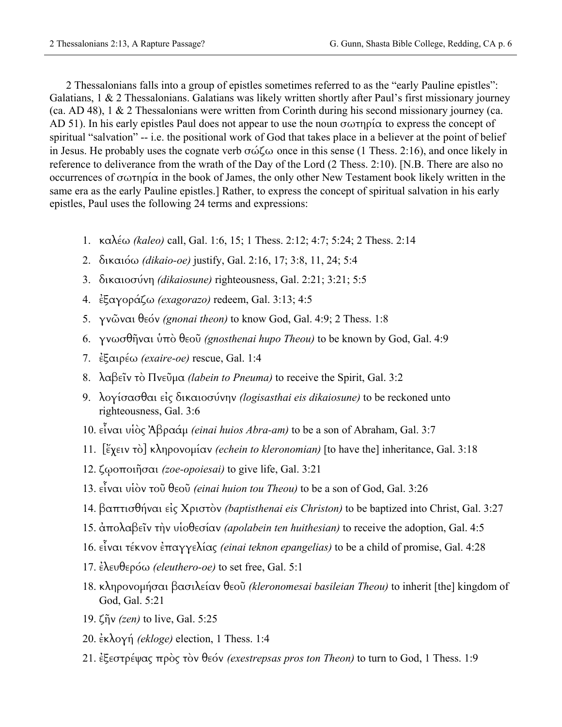2 Thessalonians falls into a group of epistles sometimes referred to as the "early Pauline epistles": Galatians, 1 & 2 Thessalonians. Galatians was likely written shortly after Paul's first missionary journey (ca. AD 48), 1 & 2 Thessalonians were written from Corinth during his second missionary journey (ca. AD 51). In his early epistles Paul does not appear to use the noun σωτηρία to express the concept of spiritual "salvation" -- i.e. the positional work of God that takes place in a believer at the point of belief in Jesus. He probably uses the cognate verb σώζω once in this sense (1 Thess. 2:16), and once likely in reference to deliverance from the wrath of the Day of the Lord (2 Thess. 2:10). [N.B. There are also no occurrences of σωτηρία in the book of James, the only other New Testament book likely written in the same era as the early Pauline epistles.] Rather, to express the concept of spiritual salvation in his early epistles, Paul uses the following 24 terms and expressions:

1. καλέω *(kaleo)* call, Gal. 1:6, 15; 1 Thess. 2:12; 4:7; 5:24; 2 Thess. 2:14
2. δικαιόω *(dikaio-oe)* justify, Gal. 2:16, 17; 3:8, 11, 24; 5:4
3. δικαιοσύνη *(dikaiosune)* righteousness, Gal. 2:21; 3:21; 5:5
4. ἐξαγοράζω *(exagorazo)* redeem, Gal. 3:13; 4:5
5. γνῶναι θεόν *(gnonai theon)* to know God, Gal. 4:9; 2 Thess. 1:8
6. γνωσθῆναι ὑπὸ θεοῦ *(gnosthenai hupo Theou)* to be known by God, Gal. 4:9
7. ἐξαιρέω *(exaire-oe)* rescue, Gal. 1:4
8. λαβεῖν τὸ Πνεῦμα *(labein to Pneuma)* to receive the Spirit, Gal. 3:2
9. λογίσασθαι εἰς δικαιοσύνην *(logisasthai eis dikaiosune)* to be reckoned unto righteousness, Gal. 3:6
10. εἶναι υἱὸς Ἀβραάμ *(einai huios Abra-am)* to be a son of Abraham, Gal. 3:7
11. [ἔχειν τὸ] κληρονομίαν *(echein to kleronomian)* [to have the] inheritance, Gal. 3:18
12. ζῳοποιῆσαι *(zoe-opoiesai)* to give life, Gal. 3:21
13. εἶναι υἱὸν τοῦ θεοῦ *(einai huion tou Theou)* to be a son of God, Gal. 3:26
14. βαπτισθῆναι εἰς Χριστὸν *(baptisthenai eis Christon)* to be baptized into Christ, Gal. 3:27
15. ἀπολαβεῖν τὴν υἱοθεσίαν *(apolabein ten huithesian)* to receive the adoption, Gal. 4:5
16. εἶναι τέκνον ἐπαγγελίας *(einai teknon epangelias)* to be a child of promise, Gal. 4:28
17. ἐλευθερόω *(eleuthero-oe)* to set free, Gal. 5:1
18. κληρονομῆσαι βασιλείαν θεοῦ *(kleronomesai basileian Theou)* to inherit [the] kingdom of God, Gal. 5:21
19. ζῆν *(zen)* to live, Gal. 5:25
20. ἐκλογή *(ekloge)* election, 1 Thess. 1:4
21. ἐξεστρέψας πρὸς τὸν θεόν *(exestrepsas pros ton Theon)* to turn to God, 1 Thess. 1:9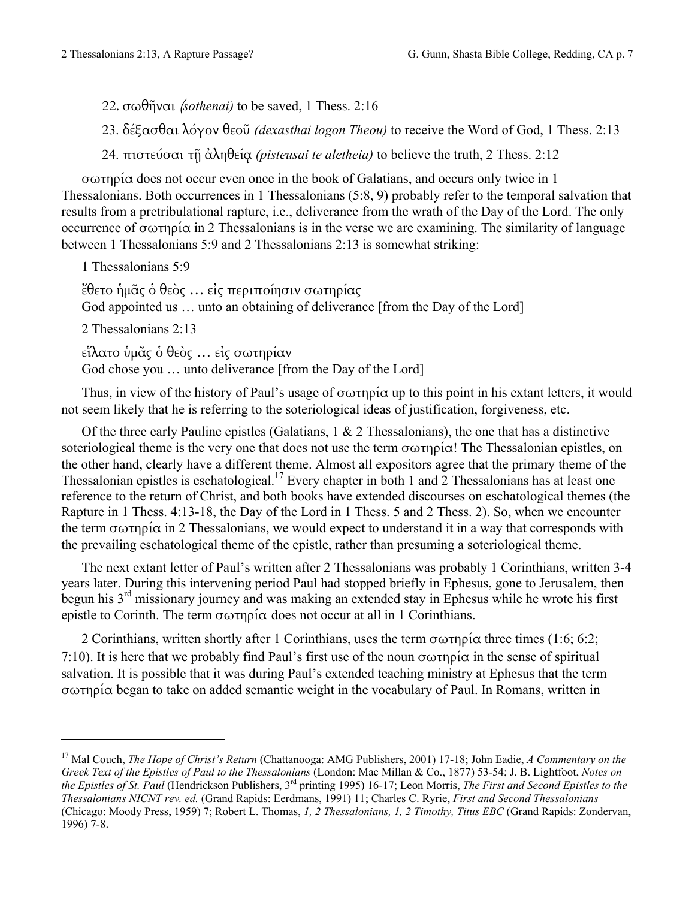22. σωθῆναι *(sothenai)* to be saved, 1 Thess. 2:16

23. δέξασθαι λόγον θεοῦ *(dexasthai logon Theou)* to receive the Word of God, 1 Thess. 2:13

24. πιστεύσαι τῇ ἀληθείᾳ *(pisteusai te aletheia)* to believe the truth, 2 Thess. 2:12

σωτηρία does not occur even once in the book of Galatians, and occurs only twice in 1 Thessalonians. Both occurrences in 1 Thessalonians (5:8, 9) probably refer to the temporal salvation that results from a pretribulational rapture, i.e., deliverance from the wrath of the Day of the Lord. The only occurrence of σωτηρία in 2 Thessalonians is in the verse we are examining. The similarity of language between 1 Thessalonians 5:9 and 2 Thessalonians 2:13 is somewhat striking:

1 Thessalonians 5:9

ἔθετο ἡμᾶς ὁ θεὸς … εἰς περιποίησιν σωτηρίας
God appointed us … unto an obtaining of deliverance [from the Day of the Lord]

2 Thessalonians 2:13

εἵλατο ὑμᾶς ὁ θεὸς … εἰς σωτηρίαν
God chose you … unto deliverance [from the Day of the Lord]

Thus, in view of the history of Paul's usage of σωτηρία up to this point in his extant letters, it would not seem likely that he is referring to the soteriological ideas of justification, forgiveness, etc.

Of the three early Pauline epistles (Galatians, 1 & 2 Thessalonians), the one that has a distinctive soteriological theme is the very one that does not use the term σωτηρία! The Thessalonian epistles, on the other hand, clearly have a different theme. Almost all expositors agree that the primary theme of the Thessalonian epistles is eschatological.[17] Every chapter in both 1 and 2 Thessalonians has at least one reference to the return of Christ, and both books have extended discourses on eschatological themes (the Rapture in 1 Thess. 4:13-18, the Day of the Lord in 1 Thess. 5 and 2 Thess. 2). So, when we encounter the term σωτηρία in 2 Thessalonians, we would expect to understand it in a way that corresponds with the prevailing eschatological theme of the epistle, rather than presuming a soteriological theme.

The next extant letter of Paul's written after 2 Thessalonians was probably 1 Corinthians, written 3-4 years later. During this intervening period Paul had stopped briefly in Ephesus, gone to Jerusalem, then begun his 3rd missionary journey and was making an extended stay in Ephesus while he wrote his first epistle to Corinth. The term σωτηρία does not occur at all in 1 Corinthians.

2 Corinthians, written shortly after 1 Corinthians, uses the term σωτηρία three times (1:6; 6:2; 7:10). It is here that we probably find Paul's first use of the noun σωτηρία in the sense of spiritual salvation. It is possible that it was during Paul's extended teaching ministry at Ephesus that the term σωτηρία began to take on added semantic weight in the vocabulary of Paul. In Romans, written in

---

[17] Mal Couch, *The Hope of Christ's Return* (Chattanooga: AMG Publishers, 2001) 17-18; John Eadie, *A Commentary on the Greek Text of the Epistles of Paul to the Thessalonians* (London: Mac Millan & Co., 1877) 53-54; J. B. Lightfoot, *Notes on the Epistles of St. Paul* (Hendrickson Publishers, 3rd printing 1995) 16-17; Leon Morris, *The First and Second Epistles to the Thessalonians NICNT rev. ed.* (Grand Rapids: Eerdmans, 1991) 11; Charles C. Ryrie, *First and Second Thessalonians* (Chicago: Moody Press, 1959) 7; Robert L. Thomas, *1, 2 Thessalonians, 1, 2 Timothy, Titus EBC* (Grand Rapids: Zondervan, 1996) 7-8.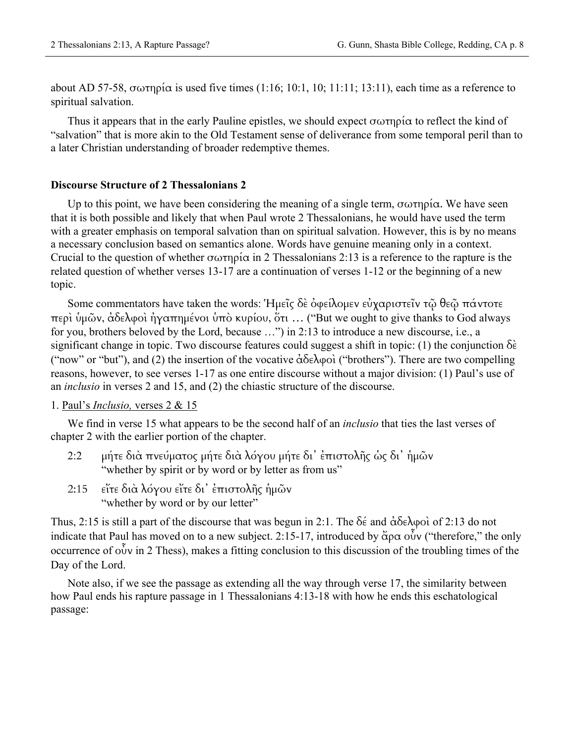about AD 57-58, σωτηρία is used five times (1:16; 10:1, 10; 11:11; 13:11), each time as a reference to spiritual salvation.

Thus it appears that in the early Pauline epistles, we should expect σωτηρία to reflect the kind of "salvation" that is more akin to the Old Testament sense of deliverance from some temporal peril than to a later Christian understanding of broader redemptive themes.

**Discourse Structure of 2 Thessalonians 2**

Up to this point, we have been considering the meaning of a single term, σωτηρία. We have seen that it is both possible and likely that when Paul wrote 2 Thessalonians, he would have used the term with a greater emphasis on temporal salvation than on spiritual salvation. However, this is by no means a necessary conclusion based on semantics alone. Words have genuine meaning only in a context. Crucial to the question of whether σωτηρία in 2 Thessalonians 2:13 is a reference to the rapture is the related question of whether verses 13-17 are a continuation of verses 1-12 or the beginning of a new topic.

Some commentators have taken the words: Ἡμεῖς δὲ ὀφείλομεν εὐχαριστεῖν τῷ θεῷ πάντοτε περὶ ὑμῶν, ἀδελφοὶ ἠγαπημένοι ὑπὸ κυρίου, ὅτι … ("But we ought to give thanks to God always for you, brothers beloved by the Lord, because …") in 2:13 to introduce a new discourse, i.e., a significant change in topic. Two discourse features could suggest a shift in topic: (1) the conjunction δὲ ("now" or "but"), and (2) the insertion of the vocative ἀδελφοὶ ("brothers"). There are two compelling reasons, however, to see verses 1-17 as one entire discourse without a major division: (1) Paul's use of an *inclusio* in verses 2 and 15, and (2) the chiastic structure of the discourse.

1. <u>Paul's *Inclusio,* verses 2 & 15</u>

We find in verse 15 what appears to be the second half of an *inclusio* that ties the last verses of chapter 2 with the earlier portion of the chapter.

2:2 μήτε διὰ πνεύματος μήτε διὰ λόγου μήτε δι᾽ ἐπιστολῆς ὡς δι᾽ ἡμῶν
"whether by spirit or by word or by letter as from us"

2:15 εἴτε διὰ λόγου εἴτε δι᾽ ἐπιστολῆς ἡμῶν
"whether by word or by our letter"

Thus, 2:15 is still a part of the discourse that was begun in 2:1. The δέ and ἀδελφοὶ of 2:13 do not indicate that Paul has moved on to a new subject. 2:15-17, introduced by ἄρα οὖν ("therefore," the only occurrence of οὖν in 2 Thess), makes a fitting conclusion to this discussion of the troubling times of the Day of the Lord.

Note also, if we see the passage as extending all the way through verse 17, the similarity between how Paul ends his rapture passage in 1 Thessalonians 4:13-18 with how he ends this eschatological passage: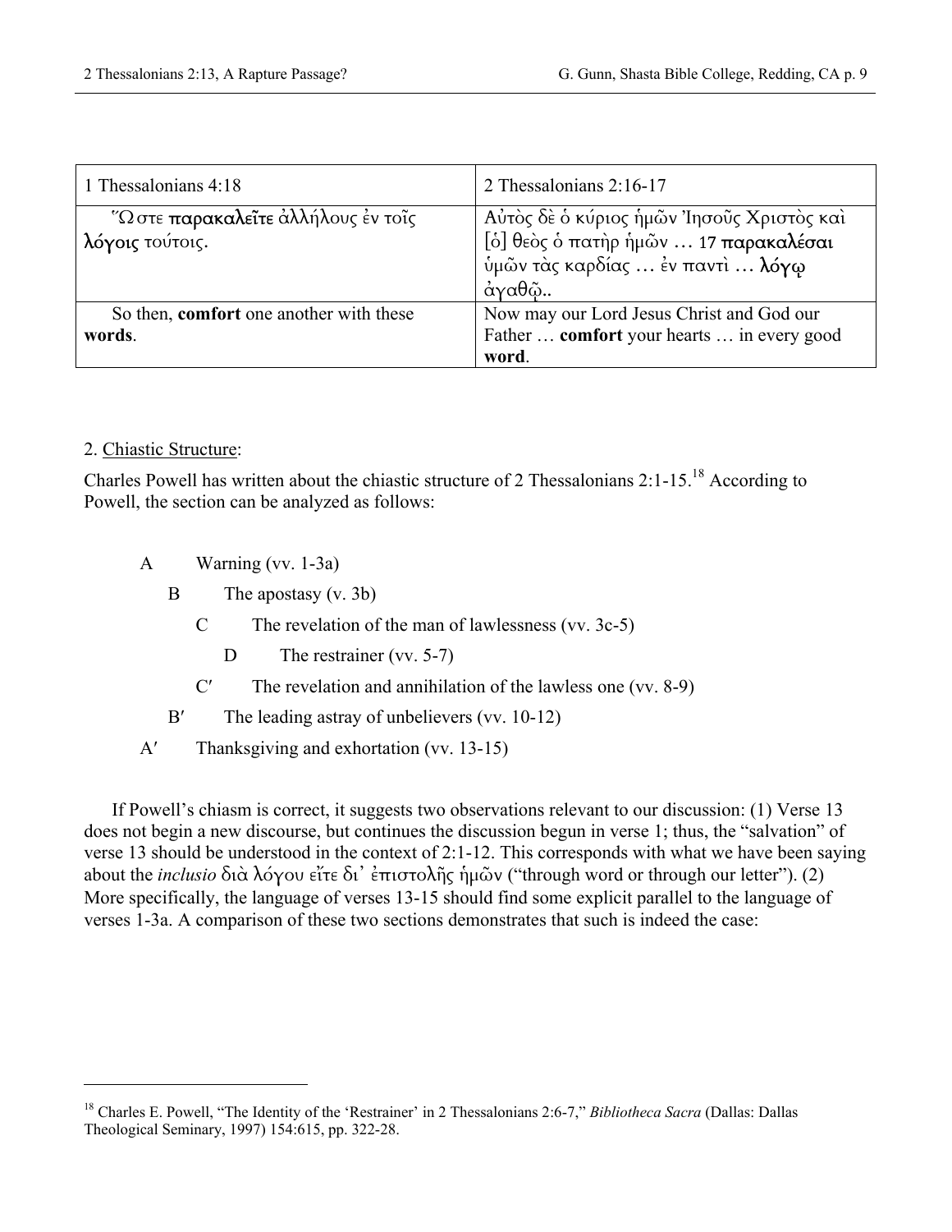| 1 Thessalonians 4:18 | 2 Thessalonians 2:16-17 |
|---|---|
| Ὥστε **παρακαλεῖτε** ἀλλήλους ἐν τοῖς **λόγοις** τούτοις. | Αὐτὸς δὲ ὁ κύριος ἡμῶν Ἰησοῦς Χριστὸς καὶ [ὁ] θεὸς ὁ πατὴρ ἡμῶν … 17 **παρακαλέσαι** ὑμῶν τὰς καρδίας … ἐν παντὶ … **λόγῳ** ἀγαθῷ.. |
| So then, **comfort** one another with these **words**. | Now may our Lord Jesus Christ and God our Father … **comfort** your hearts … in every good **word**. |

2. Chiastic Structure:

Charles Powell has written about the chiastic structure of 2 Thessalonians 2:1-15.[18] According to Powell, the section can be analyzed as follows:

- A Warning (vv. 1-3a)
  - B The apostasy (v. 3b)
    - C The revelation of the man of lawlessness (vv. 3c-5)
      - D The restrainer (vv. 5-7)
    - C′ The revelation and annihilation of the lawless one (vv. 8-9)
  - B′ The leading astray of unbelievers (vv. 10-12)
- A′ Thanksgiving and exhortation (vv. 13-15)

If Powell's chiasm is correct, it suggests two observations relevant to our discussion: (1) Verse 13 does not begin a new discourse, but continues the discussion begun in verse 1; thus, the "salvation" of verse 13 should be understood in the context of 2:1-12. This corresponds with what we have been saying about the *inclusio* διὰ λόγου εἴτε δι᾽ ἐπιστολῆς ἡμῶν ("through word or through our letter"). (2) More specifically, the language of verses 13-15 should find some explicit parallel to the language of verses 1-3a. A comparison of these two sections demonstrates that such is indeed the case:

[18] Charles E. Powell, "The Identity of the 'Restrainer' in 2 Thessalonians 2:6-7," *Bibliotheca Sacra* (Dallas: Dallas Theological Seminary, 1997) 154:615, pp. 322-28.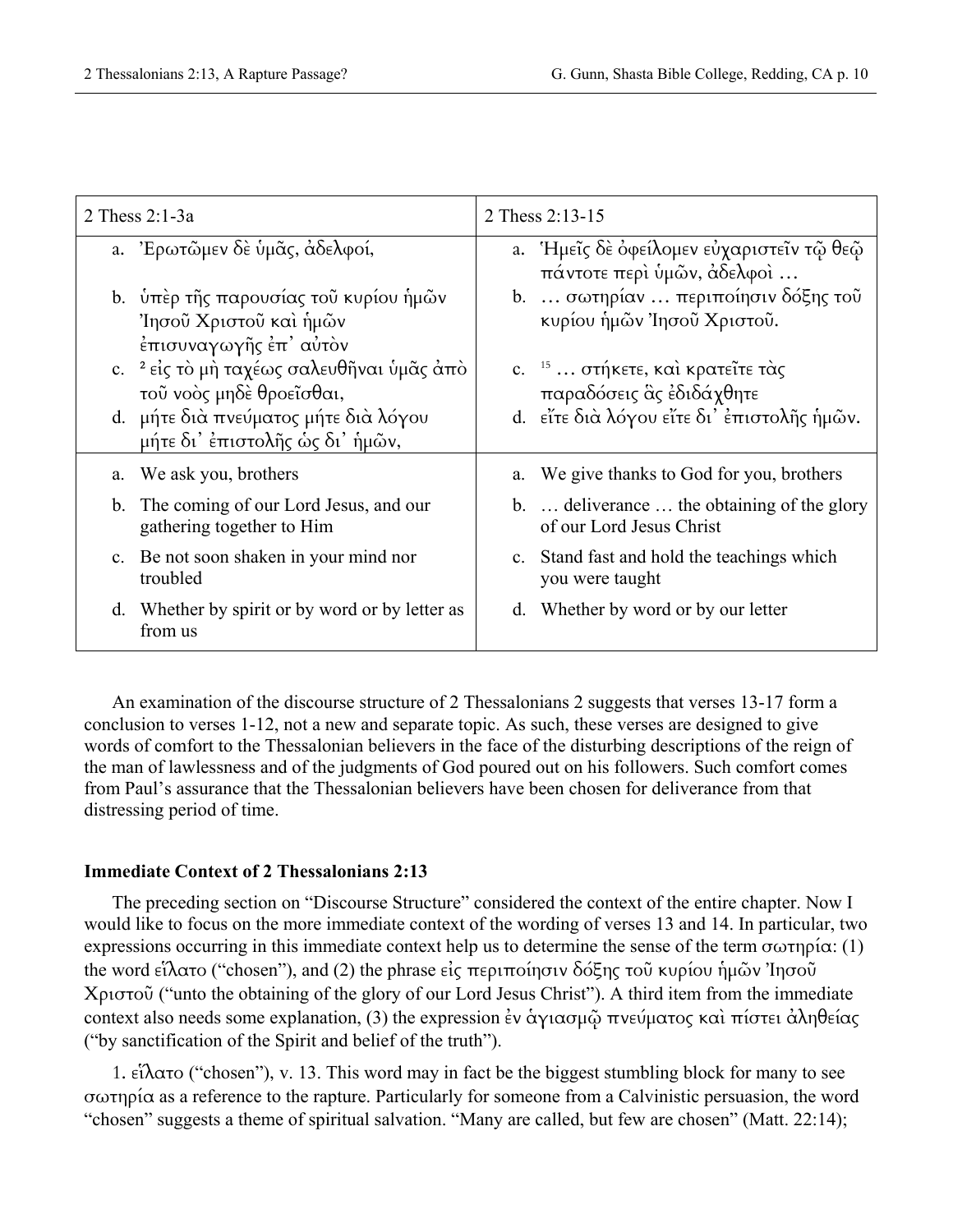| 2 Thess 2:1-3a | 2 Thess 2:13-15 |
|---|---|
| a. Ἐρωτῶμεν δὲ ὑμᾶς, ἀδελφοί,<br>b. ὑπὲρ τῆς παρουσίας τοῦ κυρίου ἡμῶν Ἰησοῦ Χριστοῦ καὶ ἡμῶν ἐπισυναγωγῆς ἐπ᾽ αὐτὸν<br>c. ² εἰς τὸ μὴ ταχέως σαλευθῆναι ὑμᾶς ἀπὸ τοῦ νοὸς μηδὲ θροεῖσθαι,<br>d. μήτε διὰ πνεύματος μήτε διὰ λόγου μήτε δι᾽ ἐπιστολῆς ὡς δι᾽ ἡμῶν, | a. Ἡμεῖς δὲ ὀφείλομεν εὐχαριστεῖν τῷ θεῷ πάντοτε περὶ ὑμῶν, ἀδελφοὶ …<br>b. … σωτηρίαν … περιποίησιν δόξης τοῦ κυρίου ἡμῶν Ἰησοῦ Χριστοῦ.<br>c. ¹⁵ … στήκετε, καὶ κρατεῖτε τὰς παραδόσεις ἃς ἐδιδάχθητε<br>d. εἴτε διὰ λόγου εἴτε δι᾽ ἐπιστολῆς ἡμῶν. |
| a. We ask you, brothers<br>b. The coming of our Lord Jesus, and our gathering together to Him<br>c. Be not soon shaken in your mind nor troubled<br>d. Whether by spirit or by word or by letter as from us | a. We give thanks to God for you, brothers<br>b. … deliverance … the obtaining of the glory of our Lord Jesus Christ<br>c. Stand fast and hold the teachings which you were taught<br>d. Whether by word or by our letter |

An examination of the discourse structure of 2 Thessalonians 2 suggests that verses 13-17 form a conclusion to verses 1-12, not a new and separate topic. As such, these verses are designed to give words of comfort to the Thessalonian believers in the face of the disturbing descriptions of the reign of the man of lawlessness and of the judgments of God poured out on his followers. Such comfort comes from Paul's assurance that the Thessalonian believers have been chosen for deliverance from that distressing period of time.

**Immediate Context of 2 Thessalonians 2:13**

The preceding section on "Discourse Structure" considered the context of the entire chapter. Now I would like to focus on the more immediate context of the wording of verses 13 and 14. In particular, two expressions occurring in this immediate context help us to determine the sense of the term σωτηρία: (1) the word εἵλατο ("chosen"), and (2) the phrase εἰς περιποίησιν δόξης τοῦ κυρίου ἡμῶν Ἰησοῦ Χριστοῦ ("unto the obtaining of the glory of our Lord Jesus Christ"). A third item from the immediate context also needs some explanation, (3) the expression ἐν ἁγιασμῷ πνεύματος καὶ πίστει ἀληθείας ("by sanctification of the Spirit and belief of the truth").

1. εἵλατο ("chosen"), v. 13. This word may in fact be the biggest stumbling block for many to see σωτηρία as a reference to the rapture. Particularly for someone from a Calvinistic persuasion, the word "chosen" suggests a theme of spiritual salvation. "Many are called, but few are chosen" (Matt. 22:14);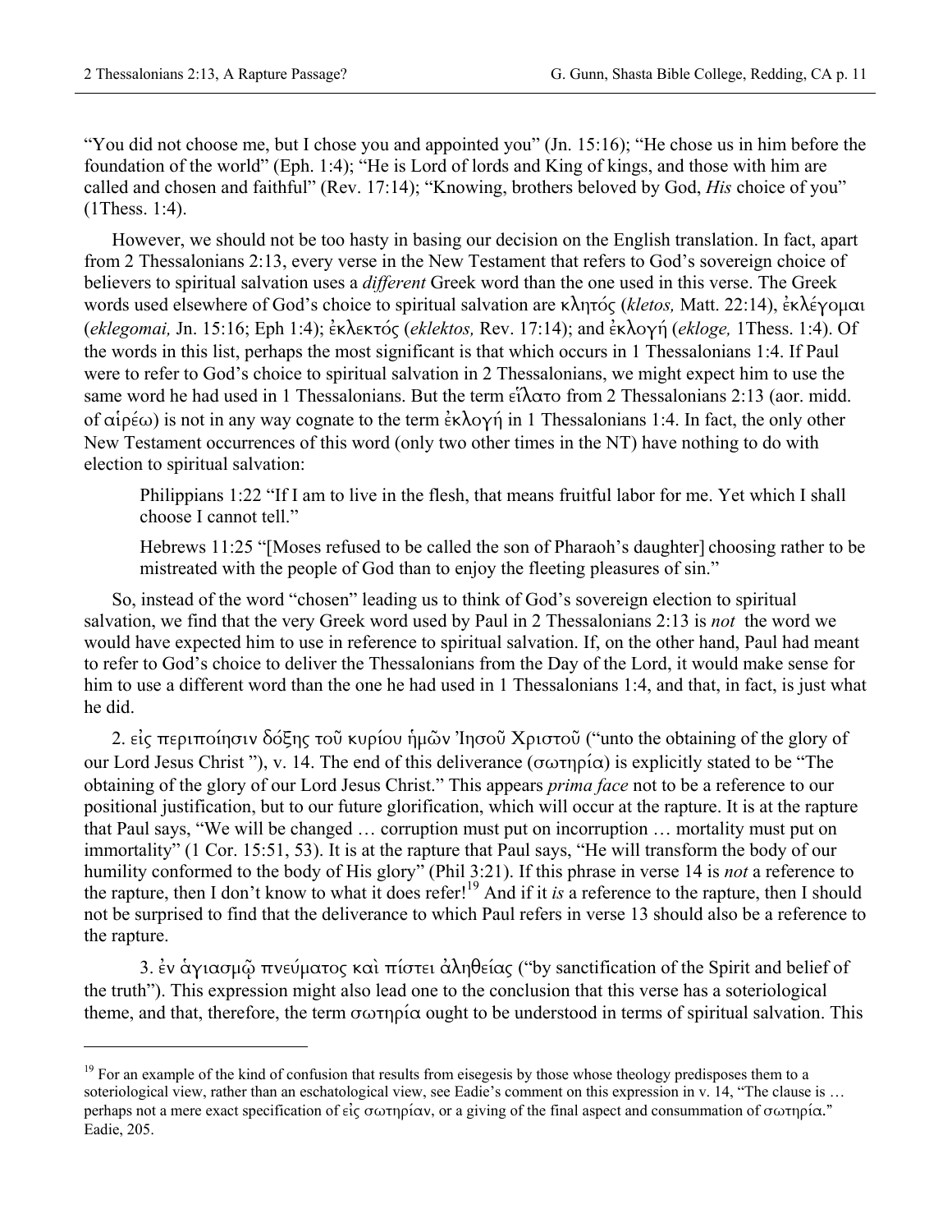"You did not choose me, but I chose you and appointed you" (Jn. 15:16); "He chose us in him before the foundation of the world" (Eph. 1:4); "He is Lord of lords and King of kings, and those with him are called and chosen and faithful" (Rev. 17:14); "Knowing, brothers beloved by God, *His* choice of you" (1Thess. 1:4).

However, we should not be too hasty in basing our decision on the English translation. In fact, apart from 2 Thessalonians 2:13, every verse in the New Testament that refers to God's sovereign choice of believers to spiritual salvation uses a *different* Greek word than the one used in this verse. The Greek words used elsewhere of God's choice to spiritual salvation are κλητός (*kletos,* Matt. 22:14), ἐκλέγομαι (*eklegomai,* Jn. 15:16; Eph 1:4); ἐκλεκτός (*eklektos,* Rev. 17:14); and ἐκλογή (*ekloge,* 1Thess. 1:4). Of the words in this list, perhaps the most significant is that which occurs in 1 Thessalonians 1:4. If Paul were to refer to God's choice to spiritual salvation in 2 Thessalonians, we might expect him to use the same word he had used in 1 Thessalonians. But the term εἵλατο from 2 Thessalonians 2:13 (aor. midd. of αἱρέω) is not in any way cognate to the term ἐκλογή in 1 Thessalonians 1:4. In fact, the only other New Testament occurrences of this word (only two other times in the NT) have nothing to do with election to spiritual salvation:

> Philippians 1:22 "If I am to live in the flesh, that means fruitful labor for me. Yet which I shall choose I cannot tell."
>
> Hebrews 11:25 "[Moses refused to be called the son of Pharaoh's daughter] choosing rather to be mistreated with the people of God than to enjoy the fleeting pleasures of sin."

So, instead of the word "chosen" leading us to think of God's sovereign election to spiritual salvation, we find that the very Greek word used by Paul in 2 Thessalonians 2:13 is *not* the word we would have expected him to use in reference to spiritual salvation. If, on the other hand, Paul had meant to refer to God's choice to deliver the Thessalonians from the Day of the Lord, it would make sense for him to use a different word than the one he had used in 1 Thessalonians 1:4, and that, in fact, is just what he did.

2. εἰς περιποίησιν δόξης τοῦ κυρίου ἡμῶν Ἰησοῦ Χριστοῦ ("unto the obtaining of the glory of our Lord Jesus Christ "), v. 14. The end of this deliverance (σωτηρία) is explicitly stated to be "The obtaining of the glory of our Lord Jesus Christ." This appears *prima face* not to be a reference to our positional justification, but to our future glorification, which will occur at the rapture. It is at the rapture that Paul says, "We will be changed … corruption must put on incorruption … mortality must put on immortality" (1 Cor. 15:51, 53). It is at the rapture that Paul says, "He will transform the body of our humility conformed to the body of His glory" (Phil 3:21). If this phrase in verse 14 is *not* a reference to the rapture, then I don't know to what it does refer![19] And if it *is* a reference to the rapture, then I should not be surprised to find that the deliverance to which Paul refers in verse 13 should also be a reference to the rapture.

3. ἐν ἁγιασμῷ πνεύματος καὶ πίστει ἀληθείας ("by sanctification of the Spirit and belief of the truth"). This expression might also lead one to the conclusion that this verse has a soteriological theme, and that, therefore, the term σωτηρία ought to be understood in terms of spiritual salvation. This

---

[19] For an example of the kind of confusion that results from eisegesis by those whose theology predisposes them to a soteriological view, rather than an eschatological view, see Eadie's comment on this expression in v. 14, "The clause is … perhaps not a mere exact specification of εἰς σωτηρίαν, or a giving of the final aspect and consummation of σωτηρία." Eadie, 205.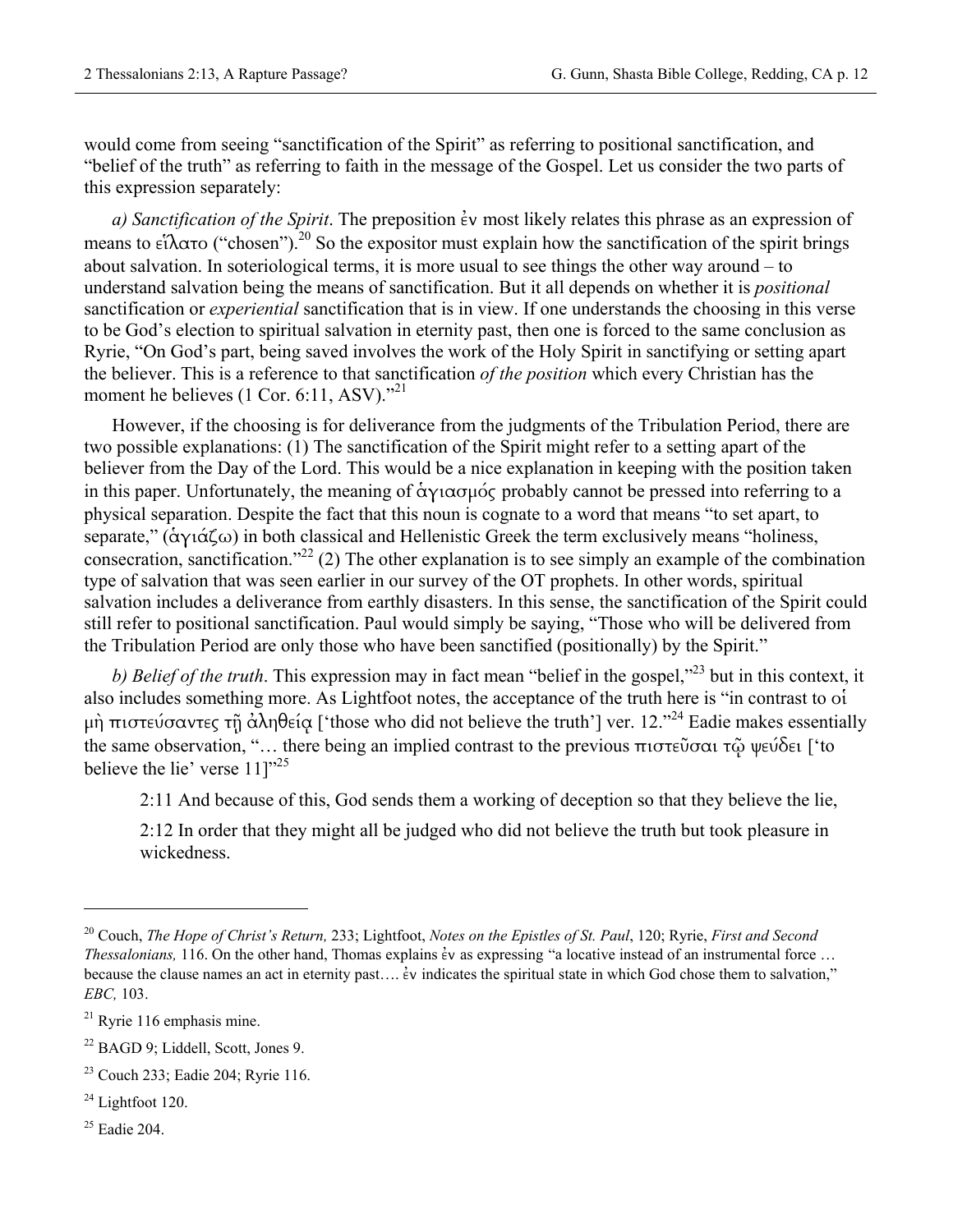would come from seeing "sanctification of the Spirit" as referring to positional sanctification, and "belief of the truth" as referring to faith in the message of the Gospel. Let us consider the two parts of this expression separately:

*a) Sanctification of the Spirit*. The preposition ἐν most likely relates this phrase as an expression of means to εἵλατο ("chosen").[20] So the expositor must explain how the sanctification of the spirit brings about salvation. In soteriological terms, it is more usual to see things the other way around – to understand salvation being the means of sanctification. But it all depends on whether it is *positional* sanctification or *experiential* sanctification that is in view. If one understands the choosing in this verse to be God's election to spiritual salvation in eternity past, then one is forced to the same conclusion as Ryrie, "On God's part, being saved involves the work of the Holy Spirit in sanctifying or setting apart the believer. This is a reference to that sanctification *of the position* which every Christian has the moment he believes (1 Cor. 6:11, ASV)."[21]

However, if the choosing is for deliverance from the judgments of the Tribulation Period, there are two possible explanations: (1) The sanctification of the Spirit might refer to a setting apart of the believer from the Day of the Lord. This would be a nice explanation in keeping with the position taken in this paper. Unfortunately, the meaning of ἁγιασμός probably cannot be pressed into referring to a physical separation. Despite the fact that this noun is cognate to a word that means "to set apart, to separate," (ἁγιάζω) in both classical and Hellenistic Greek the term exclusively means "holiness, consecration, sanctification."[22] (2) The other explanation is to see simply an example of the combination type of salvation that was seen earlier in our survey of the OT prophets. In other words, spiritual salvation includes a deliverance from earthly disasters. In this sense, the sanctification of the Spirit could still refer to positional sanctification. Paul would simply be saying, "Those who will be delivered from the Tribulation Period are only those who have been sanctified (positionally) by the Spirit."

*b) Belief of the truth*. This expression may in fact mean "belief in the gospel,"[23] but in this context, it also includes something more. As Lightfoot notes, the acceptance of the truth here is "in contrast to οἱ μὴ πιστεύσαντες τῇ ἀληθείᾳ ['those who did not believe the truth'] ver. 12."[24] Eadie makes essentially the same observation, "… there being an implied contrast to the previous πιστεῦσαι τῷ ψεύδει ['to believe the lie' verse 11]"[25]

> 2:11 And because of this, God sends them a working of deception so that they believe the lie,
>
> 2:12 In order that they might all be judged who did not believe the truth but took pleasure in wickedness.

---

[20] Couch, *The Hope of Christ's Return,* 233; Lightfoot, *Notes on the Epistles of St. Paul*, 120; Ryrie, *First and Second Thessalonians,* 116. On the other hand, Thomas explains ἐν as expressing "a locative instead of an instrumental force … because the clause names an act in eternity past…. ἐν indicates the spiritual state in which God chose them to salvation," *EBC,* 103.

[21] Ryrie 116 emphasis mine.

[22] BAGD 9; Liddell, Scott, Jones 9.

[23] Couch 233; Eadie 204; Ryrie 116.

[24] Lightfoot 120.

[25] Eadie 204.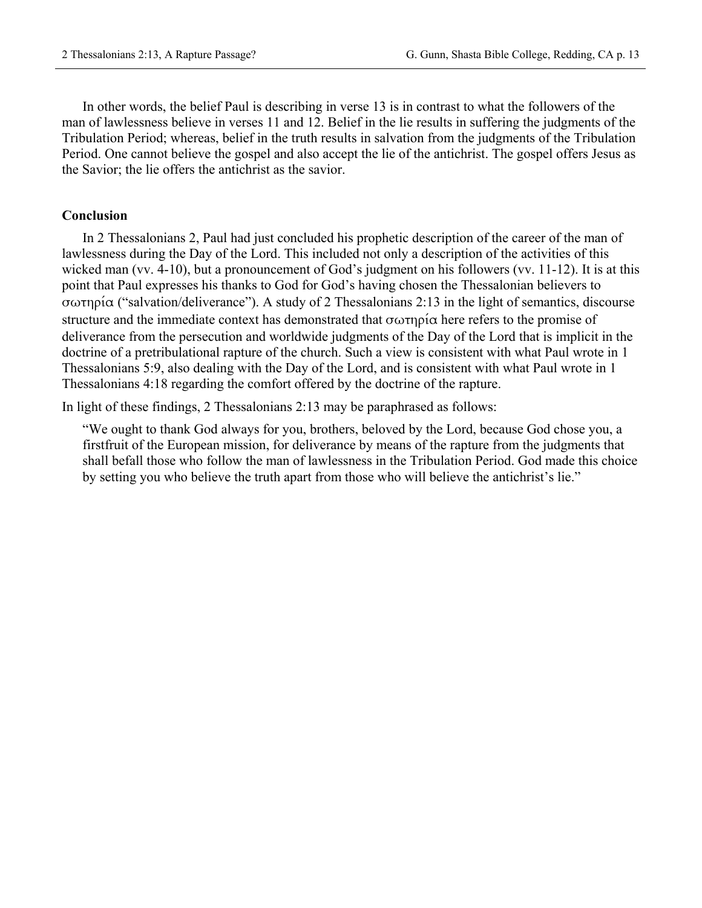In other words, the belief Paul is describing in verse 13 is in contrast to what the followers of the man of lawlessness believe in verses 11 and 12. Belief in the lie results in suffering the judgments of the Tribulation Period; whereas, belief in the truth results in salvation from the judgments of the Tribulation Period. One cannot believe the gospel and also accept the lie of the antichrist. The gospel offers Jesus as the Savior; the lie offers the antichrist as the savior.

**Conclusion**

In 2 Thessalonians 2, Paul had just concluded his prophetic description of the career of the man of lawlessness during the Day of the Lord. This included not only a description of the activities of this wicked man (vv. 4-10), but a pronouncement of God's judgment on his followers (vv. 11-12). It is at this point that Paul expresses his thanks to God for God's having chosen the Thessalonian believers to σωτηρία ("salvation/deliverance"). A study of 2 Thessalonians 2:13 in the light of semantics, discourse structure and the immediate context has demonstrated that σωτηρία here refers to the promise of deliverance from the persecution and worldwide judgments of the Day of the Lord that is implicit in the doctrine of a pretribulational rapture of the church. Such a view is consistent with what Paul wrote in 1 Thessalonians 5:9, also dealing with the Day of the Lord, and is consistent with what Paul wrote in 1 Thessalonians 4:18 regarding the comfort offered by the doctrine of the rapture.

In light of these findings, 2 Thessalonians 2:13 may be paraphrased as follows:

> "We ought to thank God always for you, brothers, beloved by the Lord, because God chose you, a firstfruit of the European mission, for deliverance by means of the rapture from the judgments that shall befall those who follow the man of lawlessness in the Tribulation Period. God made this choice by setting you who believe the truth apart from those who will believe the antichrist's lie."